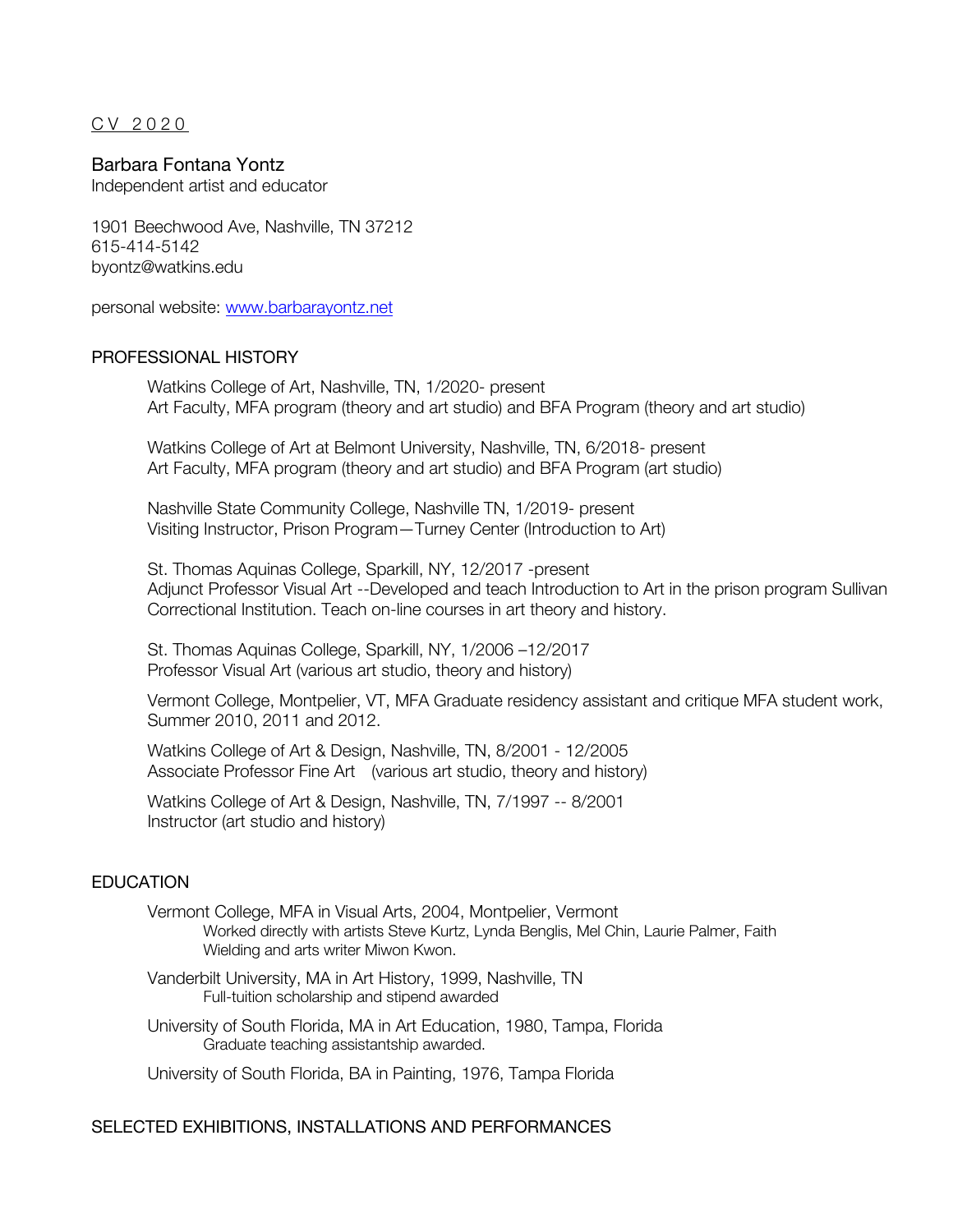C V 2 0 2 0

# Barbara Fontana Yontz

Independent artist and educator

1901 Beechwood Ave, Nashville, TN 37212
615-414-5142
byontz@watkins.edu

personal website: [www.barbarayontz.net](http://www.barbarayontz.net)

## PROFESSIONAL HISTORY

Watkins College of Art, Nashville, TN, 1/2020- present
Art Faculty, MFA program (theory and art studio) and BFA Program (theory and art studio)

Watkins College of Art at Belmont University, Nashville, TN, 6/2018- present
Art Faculty, MFA program (theory and art studio) and BFA Program (art studio)

Nashville State Community College, Nashville TN, 1/2019- present
Visiting Instructor, Prison Program—Turney Center (Introduction to Art)

St. Thomas Aquinas College, Sparkill, NY, 12/2017 -present
Adjunct Professor Visual Art --Developed and teach Introduction to Art in the prison program Sullivan Correctional Institution. Teach on-line courses in art theory and history.

St. Thomas Aquinas College, Sparkill, NY, 1/2006 –12/2017
Professor Visual Art (various art studio, theory and history)

Vermont College, Montpelier, VT, MFA Graduate residency assistant and critique MFA student work, Summer 2010, 2011 and 2012.

Watkins College of Art & Design, Nashville, TN, 8/2001 - 12/2005
Associate Professor Fine Art (various art studio, theory and history)

Watkins College of Art & Design, Nashville, TN, 7/1997 -- 8/2001
Instructor (art studio and history)

## EDUCATION

Vermont College, MFA in Visual Arts, 2004, Montpelier, Vermont
Worked directly with artists Steve Kurtz, Lynda Benglis, Mel Chin, Laurie Palmer, Faith Wielding and arts writer Miwon Kwon.

Vanderbilt University, MA in Art History, 1999, Nashville, TN
Full-tuition scholarship and stipend awarded

University of South Florida, MA in Art Education, 1980, Tampa, Florida
Graduate teaching assistantship awarded.

University of South Florida, BA in Painting, 1976, Tampa Florida

## SELECTED EXHIBITIONS, INSTALLATIONS AND PERFORMANCES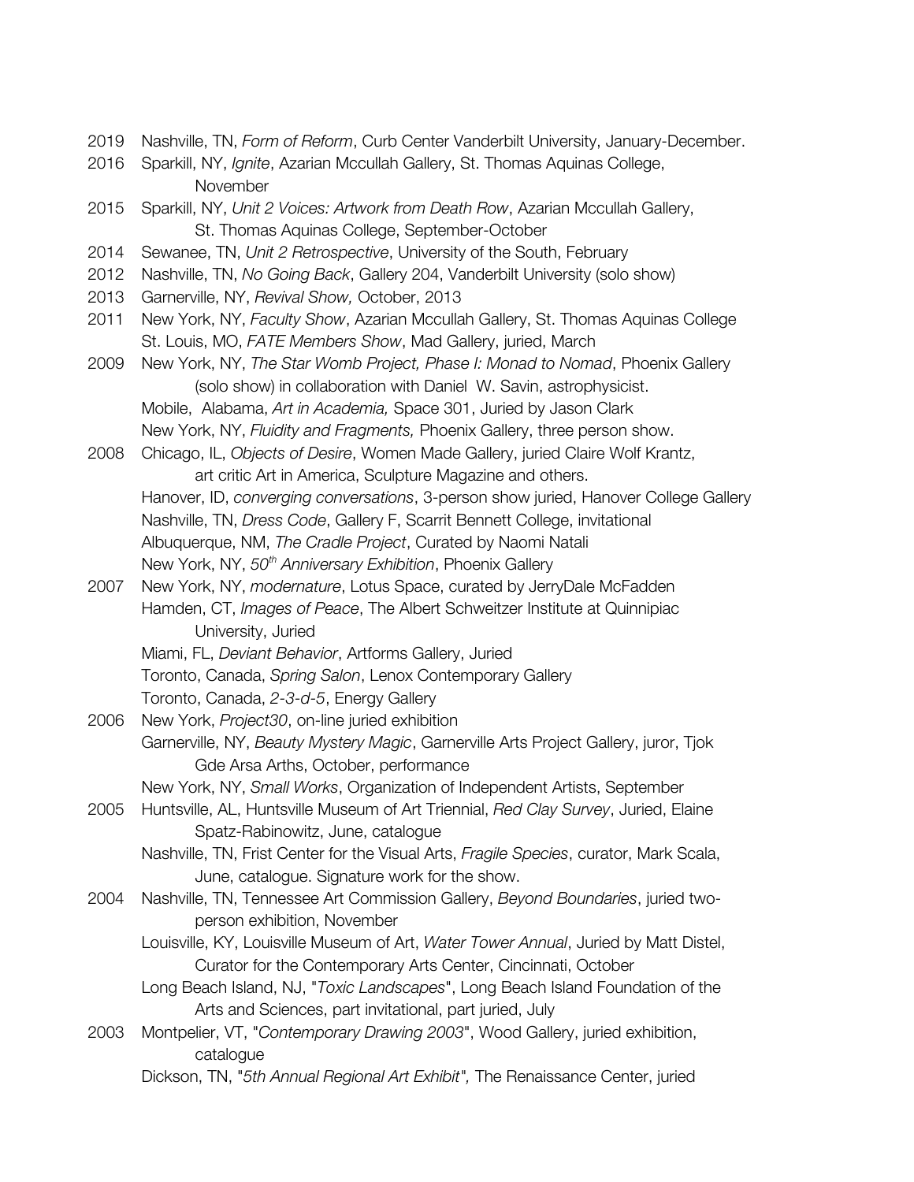2019 Nashville, TN, *Form of Reform*, Curb Center Vanderbilt University, January-December.

2016 Sparkill, NY, *Ignite*, Azarian Mccullah Gallery, St. Thomas Aquinas College, November

2015 Sparkill, NY, *Unit 2 Voices: Artwork from Death Row*, Azarian Mccullah Gallery, St. Thomas Aquinas College, September-October

2014 Sewanee, TN, *Unit 2 Retrospective*, University of the South, February

2012 Nashville, TN, *No Going Back*, Gallery 204, Vanderbilt University (solo show)

2013 Garnerville, NY, *Revival Show,* October, 2013

2011 New York, NY, *Faculty Show*, Azarian Mccullah Gallery, St. Thomas Aquinas College
St. Louis, MO, *FATE Members Show*, Mad Gallery, juried, March

2009 New York, NY, *The Star Womb Project, Phase I: Monad to Nomad*, Phoenix Gallery (solo show) in collaboration with Daniel W. Savin, astrophysicist.
Mobile, Alabama, *Art in Academia,* Space 301, Juried by Jason Clark
New York, NY, *Fluidity and Fragments,* Phoenix Gallery, three person show.

2008 Chicago, IL, *Objects of Desire*, Women Made Gallery, juried Claire Wolf Krantz, art critic Art in America, Sculpture Magazine and others.
Hanover, ID, *converging conversations*, 3-person show juried, Hanover College Gallery
Nashville, TN, *Dress Code*, Gallery F, Scarrit Bennett College, invitational
Albuquerque, NM, *The Cradle Project*, Curated by Naomi Natali
New York, NY, *50th Anniversary Exhibition*, Phoenix Gallery

2007 New York, NY, *modernature*, Lotus Space, curated by JerryDale McFadden
Hamden, CT, *Images of Peace*, The Albert Schweitzer Institute at Quinnipiac University, Juried
Miami, FL, *Deviant Behavior*, Artforms Gallery, Juried
Toronto, Canada, *Spring Salon*, Lenox Contemporary Gallery
Toronto, Canada, *2-3-d-5*, Energy Gallery

2006 New York, *Project30*, on-line juried exhibition
Garnerville, NY, *Beauty Mystery Magic*, Garnerville Arts Project Gallery, juror, Tjok Gde Arsa Arths, October, performance
New York, NY, *Small Works*, Organization of Independent Artists, September

2005 Huntsville, AL, Huntsville Museum of Art Triennial, *Red Clay Survey*, Juried, Elaine Spatz-Rabinowitz, June, catalogue
Nashville, TN, Frist Center for the Visual Arts, *Fragile Species*, curator, Mark Scala, June, catalogue. Signature work for the show.

2004 Nashville, TN, Tennessee Art Commission Gallery, *Beyond Boundaries*, juried two-person exhibition, November
Louisville, KY, Louisville Museum of Art, *Water Tower Annual*, Juried by Matt Distel, Curator for the Contemporary Arts Center, Cincinnati, October
Long Beach Island, NJ, "*Toxic Landscapes*", Long Beach Island Foundation of the Arts and Sciences, part invitational, part juried, July

2003 Montpelier, VT, "*Contemporary Drawing 2003*", Wood Gallery, juried exhibition, catalogue
Dickson, TN, "*5th Annual Regional Art Exhibit",* The Renaissance Center, juried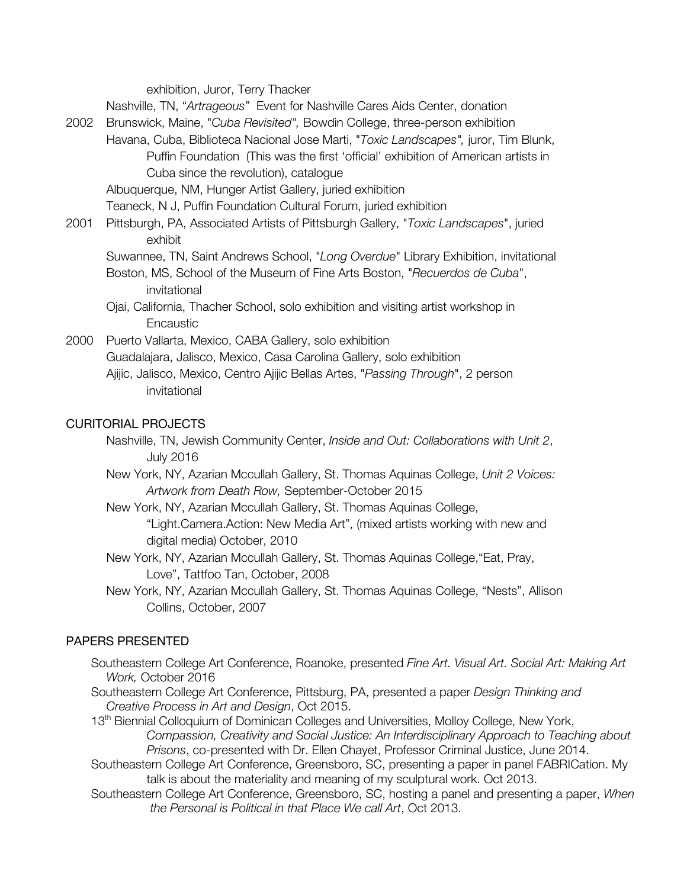exhibition, Juror, Terry Thacker

Nashville, TN, "*Artrageous"* Event for Nashville Cares Aids Center, donation

2002 Brunswick, Maine, "*Cuba Revisited",* Bowdin College, three-person exhibition

Havana, Cuba, Biblioteca Nacional Jose Marti, "*Toxic Landscapes",* juror, Tim Blunk, Puffin Foundation (This was the first 'official' exhibition of American artists in Cuba since the revolution), catalogue

Albuquerque, NM, Hunger Artist Gallery, juried exhibition

Teaneck, N J, Puffin Foundation Cultural Forum, juried exhibition

2001 Pittsburgh, PA, Associated Artists of Pittsburgh Gallery, "*Toxic Landscapes*", juried exhibit

Suwannee, TN, Saint Andrews School, "*Long Overdue*" Library Exhibition, invitational

Boston, MS, School of the Museum of Fine Arts Boston, "*Recuerdos de Cuba*", invitational

Ojai, California, Thacher School, solo exhibition and visiting artist workshop in Encaustic

2000 Puerto Vallarta, Mexico, CABA Gallery, solo exhibition

Guadalajara, Jalisco, Mexico, Casa Carolina Gallery, solo exhibition

Ajijic, Jalisco, Mexico, Centro Ajijic Bellas Artes, "*Passing Through*", 2 person invitational

## CURITORIAL PROJECTS

Nashville, TN, Jewish Community Center, *Inside and Out: Collaborations with Unit 2*, July 2016

New York, NY, Azarian Mccullah Gallery, St. Thomas Aquinas College, *Unit 2 Voices: Artwork from Death Row,* September-October 2015

New York, NY, Azarian Mccullah Gallery, St. Thomas Aquinas College, "Light.Camera.Action: New Media Art", (mixed artists working with new and digital media) October, 2010

New York, NY, Azarian Mccullah Gallery, St. Thomas Aquinas College,"Eat, Pray, Love", Tattfoo Tan, October, 2008

New York, NY, Azarian Mccullah Gallery, St. Thomas Aquinas College, "Nests", Allison Collins, October, 2007

## PAPERS PRESENTED

Southeastern College Art Conference, Roanoke, presented *Fine Art. Visual Art. Social Art: Making Art Work,* October 2016

Southeastern College Art Conference, Pittsburg, PA, presented a paper *Design Thinking and Creative Process in Art and Design*, Oct 2015.

13th Biennial Colloquium of Dominican Colleges and Universities, Molloy College, New York, *Compassion, Creativity and Social Justice: An Interdisciplinary Approach to Teaching about Prisons*, co-presented with Dr. Ellen Chayet, Professor Criminal Justice, June 2014.

Southeastern College Art Conference, Greensboro, SC, presenting a paper in panel FABRICation. My talk is about the materiality and meaning of my sculptural work. Oct 2013.

Southeastern College Art Conference, Greensboro, SC, hosting a panel and presenting a paper, *When the Personal is Political in that Place We call Art*, Oct 2013.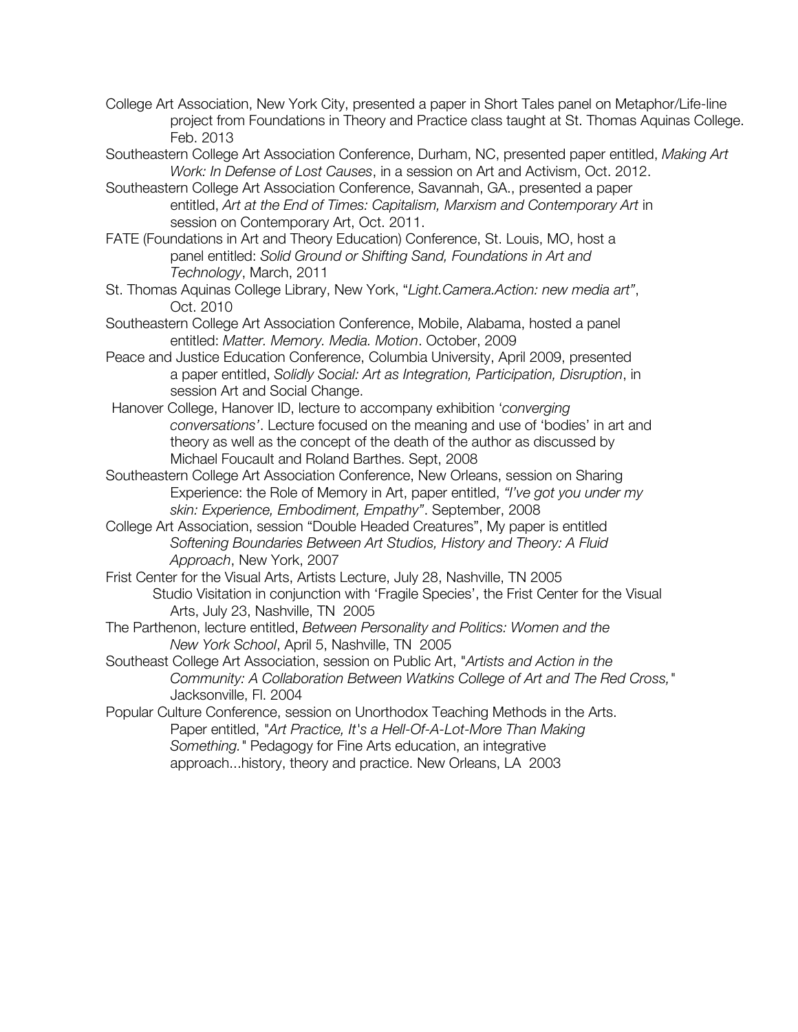College Art Association, New York City, presented a paper in Short Tales panel on Metaphor/Life-line project from Foundations in Theory and Practice class taught at St. Thomas Aquinas College. Feb. 2013

Southeastern College Art Association Conference, Durham, NC, presented paper entitled, *Making Art Work: In Defense of Lost Causes*, in a session on Art and Activism, Oct. 2012.

Southeastern College Art Association Conference, Savannah, GA., presented a paper entitled, *Art at the End of Times: Capitalism, Marxism and Contemporary Art* in session on Contemporary Art, Oct. 2011.

FATE (Foundations in Art and Theory Education) Conference, St. Louis, MO, host a panel entitled: *Solid Ground or Shifting Sand, Foundations in Art and Technology*, March, 2011

St. Thomas Aquinas College Library, New York, "*Light.Camera.Action: new media art"*, Oct. 2010

Southeastern College Art Association Conference, Mobile, Alabama, hosted a panel entitled: *Matter. Memory. Media. Motion*. October, 2009

Peace and Justice Education Conference, Columbia University, April 2009, presented a paper entitled, *Solidly Social: Art as Integration, Participation, Disruption*, in session Art and Social Change.

Hanover College, Hanover ID, lecture to accompany exhibition *'converging conversations'*. Lecture focused on the meaning and use of 'bodies' in art and theory as well as the concept of the death of the author as discussed by Michael Foucault and Roland Barthes. Sept, 2008

Southeastern College Art Association Conference, New Orleans, session on Sharing Experience: the Role of Memory in Art, paper entitled, *"I've got you under my skin: Experience, Embodiment, Empathy"*. September, 2008

College Art Association, session "Double Headed Creatures", My paper is entitled *Softening Boundaries Between Art Studios, History and Theory: A Fluid Approach*, New York, 2007

Frist Center for the Visual Arts, Artists Lecture, July 28, Nashville, TN 2005

Studio Visitation in conjunction with 'Fragile Species', the Frist Center for the Visual Arts, July 23, Nashville, TN 2005

The Parthenon, lecture entitled, *Between Personality and Politics: Women and the New York School*, April 5, Nashville, TN 2005

Southeast College Art Association, session on Public Art, "*Artists and Action in the Community: A Collaboration Between Watkins College of Art and The Red Cross,*" Jacksonville, Fl. 2004

Popular Culture Conference, session on Unorthodox Teaching Methods in the Arts. Paper entitled, "*Art Practice, It's a Hell-Of-A-Lot-More Than Making Something.*" Pedagogy for Fine Arts education, an integrative approach...history, theory and practice. New Orleans, LA 2003